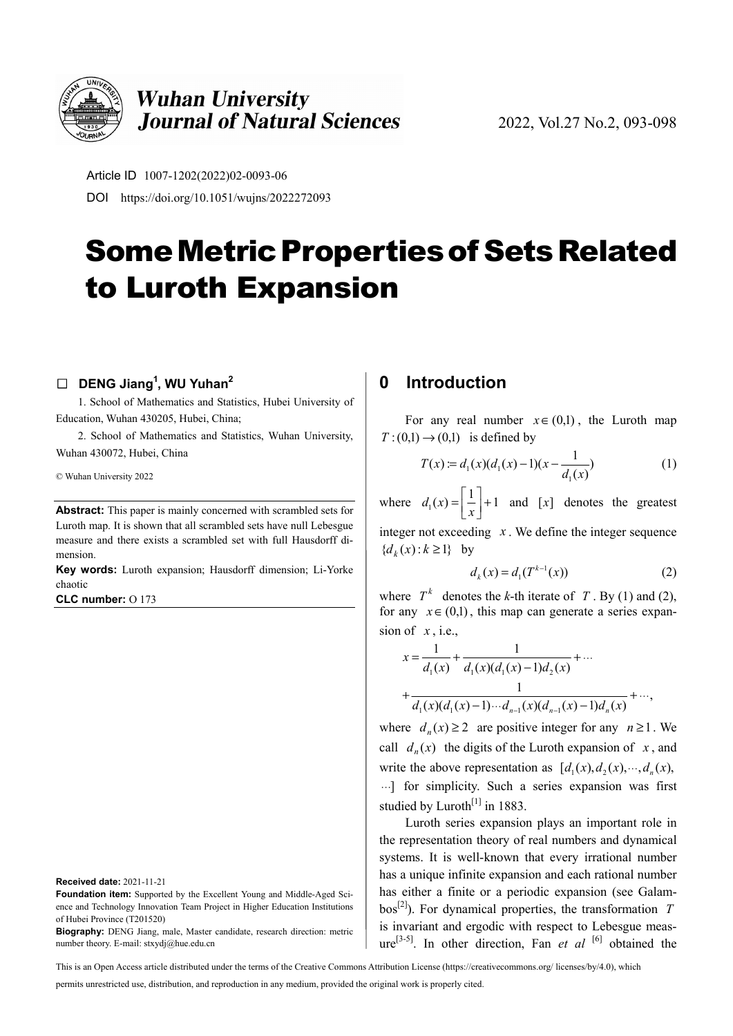Article ID 1007-1202(2022)02-0093-06

DOI https://doi.org/10.1051/wujns/2022272093

# Some Metric Properties of Sets Related to Luroth Expansion

□ **DENG Jiang[1], WU Yuhan[2]**

1. School of Mathematics and Statistics, Hubei University of Education, Wuhan 430205, Hubei, China;

2. School of Mathematics and Statistics, Wuhan University, Wuhan 430072, Hubei, China

© Wuhan University 2022

**Abstract:** This paper is mainly concerned with scrambled sets for Luroth map. It is shown that all scrambled sets have null Lebesgue measure and there exists a scrambled set with full Hausdorff dimension.

**Key words:** Luroth expansion; Hausdorff dimension; Li-Yorke chaotic

**CLC number:** O 173

**Received date:** 2021-11-21

**Foundation item:** Supported by the Excellent Young and Middle-Aged Science and Technology Innovation Team Project in Higher Education Institutions of Hubei Province (T201520)

**Biography:** DENG Jiang, male, Master candidate, research direction: metric number theory. E-mail: stxydj@hue.edu.cn

## 0 Introduction

For any real number $x \in (0,1)$, the Luroth map $T:(0,1) \to (0,1)$ is defined by

$$T(x) := d_1(x)(d_1(x)-1)\left(x - \frac{1}{d_1(x)}\right) \tag{1}$$

where $d_1(x) = \left[\frac{1}{x}\right] + 1$ and $[x]$ denotes the greatest integer not exceeding $x$. We define the integer sequence $\{d_k(x): k \geq 1\}$ by

$$d_k(x) = d_1(T^{k-1}(x)) \tag{2}$$

where $T^k$ denotes the $k$-th iterate of $T$. By (1) and (2), for any $x \in (0,1)$, this map can generate a series expansion of $x$, i.e.,

$$x = \frac{1}{d_1(x)} + \frac{1}{d_1(x)(d_1(x)-1)d_2(x)} + \cdots + \frac{1}{d_1(x)(d_1(x)-1)\cdots d_{n-1}(x)(d_{n-1}(x)-1)d_n(x)} + \cdots,$$

where $d_n(x) \geq 2$ are positive integer for any $n \geq 1$. We call $d_n(x)$ the digits of the Luroth expansion of $x$, and write the above representation as $[d_1(x), d_2(x), \cdots, d_n(x), \cdots]$ for simplicity. Such a series expansion was first studied by Luroth[1] in 1883.

Luroth series expansion plays an important role in the representation theory of real numbers and dynamical systems. It is well-known that every irrational number has a unique infinite expansion and each rational number has either a finite or a periodic expansion (see Galambos[2]). For dynamical properties, the transformation $T$ is invariant and ergodic with respect to Lebesgue measure[3-5]. In other direction, Fan *et al* [6] obtained the

This is an Open Access article distributed under the terms of the Creative Commons Attribution License (https://creativecommons.org/ licenses/by/4.0), which permits unrestricted use, distribution, and reproduction in any medium, provided the original work is properly cited.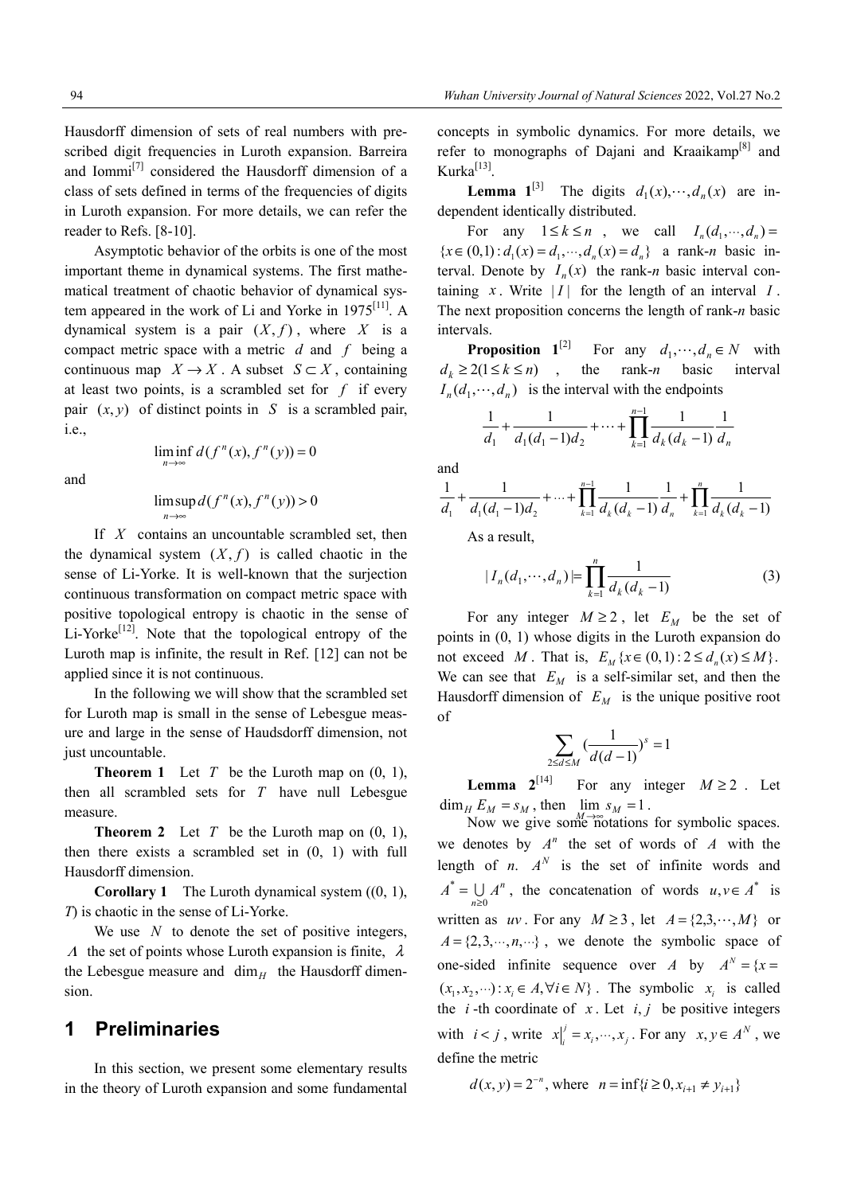Hausdorff dimension of sets of real numbers with prescribed digit frequencies in Luroth expansion. Barreira and Iommi[7] considered the Hausdorff dimension of a class of sets defined in terms of the frequencies of digits in Luroth expansion. For more details, we can refer the reader to Refs. [8-10].

Asymptotic behavior of the orbits is one of the most important theme in dynamical systems. The first mathematical treatment of chaotic behavior of dynamical system appeared in the work of Li and Yorke in 1975[11]. A dynamical system is a pair $(X, f)$, where $X$ is a compact metric space with a metric $d$ and $f$ being a continuous map $X \to X$. A subset $S \subset X$, containing at least two points, is a scrambled set for $f$ if every pair $(x, y)$ of distinct points in $S$ is a scrambled pair, i.e.,

$$\liminf_{n\to\infty} d(f^n(x), f^n(y)) = 0$$

and

$$\limsup_{n\to\infty} d(f^n(x), f^n(y)) > 0$$

If $X$ contains an uncountable scrambled set, then the dynamical system $(X, f)$ is called chaotic in the sense of Li-Yorke. It is well-known that the surjection continuous transformation on compact metric space with positive topological entropy is chaotic in the sense of Li-Yorke[12]. Note that the topological entropy of the Luroth map is infinite, the result in Ref. [12] can not be applied since it is not continuous.

In the following we will show that the scrambled set for Luroth map is small in the sense of Lebesgue measure and large in the sense of Haudsdorff dimension, not just uncountable.

**Theorem 1** Let $T$ be the Luroth map on (0, 1), then all scrambled sets for $T$ have null Lebesgue measure.

**Theorem 2** Let $T$ be the Luroth map on (0, 1), then there exists a scrambled set in (0, 1) with full Hausdorff dimension.

**Corollary 1** The Luroth dynamical system ((0, 1), $T$) is chaotic in the sense of Li-Yorke.

We use $N$ to denote the set of positive integers, $\Lambda$ the set of points whose Luroth expansion is finite, $\lambda$ the Lebesgue measure and $\dim_H$ the Hausdorff dimension.

## 1 Preliminaries

In this section, we present some elementary results in the theory of Luroth expansion and some fundamental concepts in symbolic dynamics. For more details, we refer to monographs of Dajani and Kraaikamp[8] and Kurka[13].

**Lemma 1**[3] The digits $d_1(x), \cdots, d_n(x)$ are independent identically distributed.

For any $1 \le k \le n$, we call $I_n(d_1, \cdots, d_n) = \{x \in (0,1) : d_1(x) = d_1, \cdots, d_n(x) = d_n\}$ a rank-$n$ basic interval. Denote by $I_n(x)$ the rank-$n$ basic interval containing $x$. Write $|I|$ for the length of an interval $I$. The next proposition concerns the length of rank-$n$ basic intervals.

**Proposition 1**[2] For any $d_1, \cdots, d_n \in N$ with $d_k \ge 2 (1 \le k \le n)$, the rank-$n$ basic interval $I_n(d_1, \cdots, d_n)$ is the interval with the endpoints

$$\frac{1}{d_1} + \frac{1}{d_1(d_1-1)d_2} + \cdots + \prod_{k=1}^{n-1} \frac{1}{d_k(d_k-1)} \frac{1}{d_n}$$

and

$$\frac{1}{d_1} + \frac{1}{d_1(d_1-1)d_2} + \cdots + \prod_{k=1}^{n-1} \frac{1}{d_k(d_k-1)} \frac{1}{d_n} + \prod_{k=1}^{n} \frac{1}{d_k(d_k-1)}$$

As a result,

$$|I_n(d_1, \cdots, d_n)| = \prod_{k=1}^{n} \frac{1}{d_k(d_k-1)} \tag{3}$$

For any integer $M \ge 2$, let $E_M$ be the set of points in (0, 1) whose digits in the Luroth expansion do not exceed $M$. That is, $E_M \{x \in (0,1) : 2 \le d_n(x) \le M\}$. We can see that $E_M$ is a self-similar set, and then the Hausdorff dimension of $E_M$ is the unique positive root of

$$\sum_{2 \le d \le M} \left(\frac{1}{d(d-1)}\right)^s = 1$$

**Lemma 2**[14] For any integer $M \ge 2$. Let $\dim_H E_M = s_M$, then $\lim_{M\to\infty} s_M = 1$.

Now we give some notations for symbolic spaces. we denotes by $A^n$ the set of words of $A$ with the length of $n$. $A^N$ is the set of infinite words and $A^* = \bigcup_{n \ge 0} A^n$, the concatenation of words $u, v \in A^*$ is written as $uv$. For any $M \ge 3$, let $A = \{2, 3, \cdots, M\}$ or $A = \{2, 3, \cdots, n, \cdots\}$, we denote the symbolic space of one-sided infinite sequence over $A$ by $A^N = \{x = (x_1, x_2, \cdots) : x_i \in A, \forall i \in N\}$. The symbolic $x_i$ is called the $i$-th coordinate of $x$. Let $i, j$ be positive integers with $i < j$, write $x|_i^j = x_i, \cdots, x_j$. For any $x, y \in A^N$, we define the metric

$$d(x, y) = 2^{-n}, \text{ where } n = \inf\{i \ge 0, x_{i+1} \ne y_{i+1}\}$$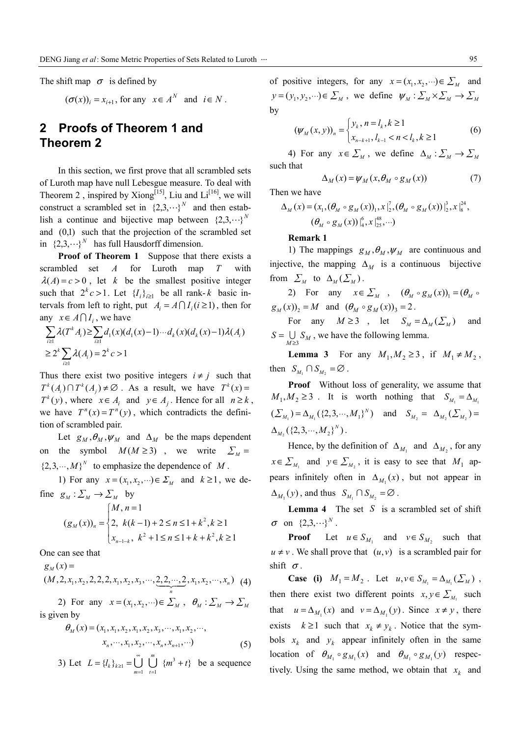The shift map $\sigma$ is defined by

$$(\sigma(x))_i = x_{i+1}, \text{ for any } x \in A^N \text{ and } i \in N.$$

## 2 Proofs of Theorem 1 and Theorem 2

In this section, we first prove that all scrambled sets of Luroth map have null Lebesgue measure. To deal with Theorem 2, inspired by Xiong[15], Liu and Li[16], we will construct a scrambled set in $\{2,3,\cdots\}^N$ and then establish a continue and bijective map between $\{2,3,\cdots\}^N$ and $(0,1)$ such that the projection of the scrambled set in $\{2,3,\cdots\}^N$ has full Hausdorff dimension.

**Proof of Theorem 1** Suppose that there exists a scrambled set $A$ for Luroth map $T$ with $\lambda(A) = c > 0$, let $k$ be the smallest positive integer such that $2^k c > 1$. Let $\{I_i\}_{i\ge1}$ be all rank-$k$ basic intervals from left to right, put $A_i = A \cap I_i (i \ge 1)$, then for any $x \in A \cap I_i$, we have

$$\sum_{i\ge1}\lambda(T^k A_i) \ge \sum_{i\ge1} d_1(x)(d_1(x)-1)\cdots d_k(x)(d_k(x)-1)\lambda(A_i)$$
$$\ge 2^k \sum_{i\ge1}\lambda(A_i) = 2^k c > 1$$

Thus there exist two positive integers $i \ne j$ such that $T^k(A_i) \cap T^k(A_j) \ne \varnothing$. As a result, we have $T^k(x) = T^k(y)$, where $x \in A_i$ and $y \in A_j$. Hence for all $n \ge k$, we have $T^n(x) = T^n(y)$, which contradicts the definition of scrambled pair.

Let $g_M, \theta_M, \psi_M$ and $\Delta_M$ be the maps dependent on the symbol $M (M \ge 3)$, we write $\Sigma_M = \{2,3,\cdots,M\}^N$ to emphasize the dependence of $M$.

1) For any $x = (x_1, x_2, \cdots) \in \Sigma_M$ and $k \ge 1$, we define $g_M : \Sigma_M \to \Sigma_M$ by

$$(g_M(x))_n = \begin{cases} M, n = 1 \\ 2,\ k(k-1)+2 \le n \le 1+k^2, k \ge 1 \\ x_{n-1-k},\ k^2+1 \le n \le 1+k+k^2, k \ge 1 \end{cases}$$

One can see that

$$g_M(x) = (M, 2, x_1, x_2, 2, 2, 2, x_1, x_2, x_3, \cdots, \underbrace{2, 2, \cdots, 2}_{n}, x_1, x_2, \cdots, x_n) \quad (4)$$

2) For any $x = (x_1, x_2, \cdots) \in \Sigma_M$, $\theta_M : \Sigma_M \to \Sigma_M$ is given by

$$\theta_M(x) = (x_1, x_1, x_2, x_1, x_2, x_3, \cdots, x_1, x_2, \cdots, x_n, \cdots, x_1, x_2, \cdots, x_n, x_{n+1}, \cdots) \quad (5)$$

3) Let $L = \{l_k\}_{k\ge1} = \bigcup_{m=1}^{\infty}\bigcup_{t=1}^{m}\{m^3 + t\}$ be a sequence of positive integers, for any $x = (x_1, x_2, \cdots) \in \Sigma_M$ and $y = (y_1, y_2, \cdots) \in \Sigma_M$, we define $\psi_M : \Sigma_M \times \Sigma_M \to \Sigma_M$ by

$$(\psi_M(x,y))_n = \begin{cases} y_k, n = l_k, k \ge 1 \\ x_{n-k+1}, l_{k-1} < n < l_k, k \ge 1 \end{cases} \quad (6)$$

4) For any $x \in \Sigma_M$, we define $\Delta_M : \Sigma_M \to \Sigma_M$ such that

$$\Delta_M(x) = \psi_M(x, \theta_M \circ g_M(x)) \quad (7)$$

Then we have

$$\Delta_M(x) = (x_1, (\theta_M \circ g_M(x))_1, x|_2^7, (\theta_M \circ g_M(x))|_2^3, x|_8^{24}, (\theta_M \circ g_M(x))|_4^6, x|_{25}^{48}, \cdots)$$

**Remark 1**

1) The mappings $g_M, \theta_M, \psi_M$ are continuous and injective, the mapping $\Delta_M$ is a continuous bijective from $\Sigma_M$ to $\Delta_M(\Sigma_M)$.

2) For any $x \in \Sigma_M$, $(\theta_M \circ g_M(x))_1 = (\theta_M \circ g_M(x))_2 = M$ and $(\theta_M \circ g_M(x))_3 = 2$.

For any $M \ge 3$, let $S_M = \Delta_M(\Sigma_M)$ and $S = \bigcup_{M\ge3} S_M$, we have the following lemma.

**Lemma 3** For any $M_1, M_2 \ge 3$, if $M_1 \ne M_2$, then $S_{M_1} \cap S_{M_2} = \varnothing$.

**Proof** Without loss of generality, we assume that $M_1, M_2 \ge 3$. It is worth nothing that $S_{M_1} = \Delta_{M_1}(\Sigma_{M_1}) = \Delta_{M_1}(\{2,3,\cdots,M_1\}^N)$ and $S_{M_2} = \Delta_{M_2}(\Sigma_{M_2}) = \Delta_{M_2}(\{2,3,\cdots,M_2\}^N)$.

Hence, by the definition of $\Delta_{M_1}$ and $\Delta_{M_2}$, for any $x \in \Sigma_{M_1}$ and $y \in \Sigma_{M_2}$, it is easy to see that $M_1$ appears infinitely often in $\Delta_{M_1}(x)$, but not appear in $\Delta_{M_1}(y)$, and thus $S_{M_1} \cap S_{M_2} = \varnothing$.

**Lemma 4** The set $S$ is a scrambled set of shift $\sigma$ on $\{2,3,\cdots\}^N$.

**Proof** Let $u \in S_{M_1}$ and $v \in S_{M_2}$ such that $u \ne v$. We shall prove that $(u,v)$ is a scrambled pair for shift $\sigma$.

**Case (i)** $M_1 = M_2$. Let $u, v \in S_{M_1} = \Delta_{M_1}(\Sigma_M)$, then there exist two different points $x, y \in \Sigma_{M_1}$ such that $u = \Delta_{M_1}(x)$ and $v = \Delta_{M_1}(y)$. Since $x \ne y$, there exists $k \ge 1$ such that $x_k \ne y_k$. Notice that the symbols $x_k$ and $y_k$ appear infinitely often in the same location of $\theta_{M_1} \circ g_{M_1}(x)$ and $\theta_{M_1} \circ g_{M_1}(y)$ respectively. Using the same method, we obtain that $x_k$ and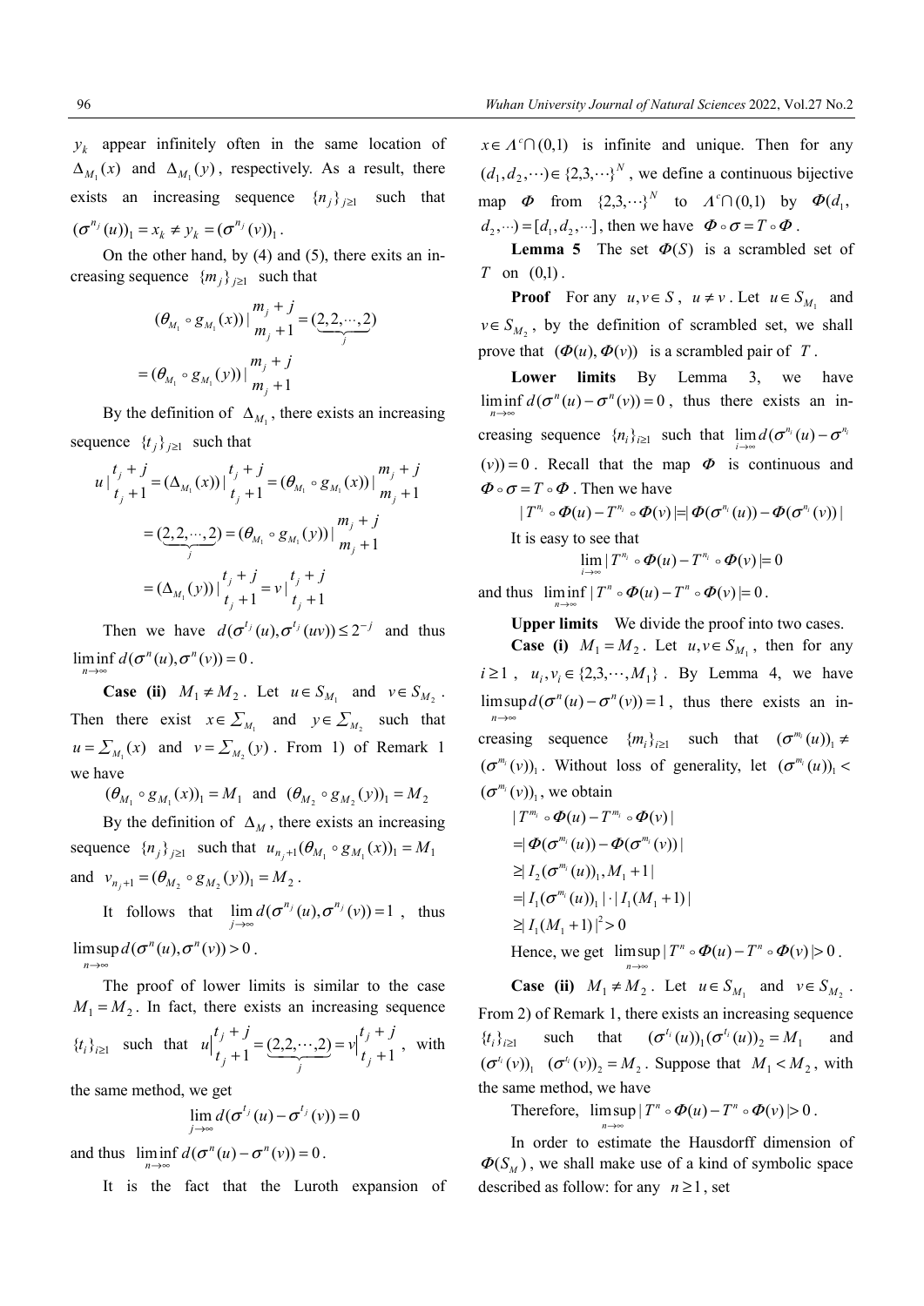$y_k$ appear infinitely often in the same location of $\Delta_{M_1}(x)$ and $\Delta_{M_1}(y)$, respectively. As a result, there exists an increasing sequence $\{n_j\}_{j\ge 1}$ such that $(\sigma^{n_j}(u))_1 = x_k \ne y_k = (\sigma^{n_j}(v))_1$.

On the other hand, by (4) and (5), there exits an increasing sequence $\{m_j\}_{j\ge 1}$ such that

$$(\theta_{M_1} \circ g_{M_1}(x)) \Big|_{m_j+1}^{m_j+j} = (\underbrace{2,2,\cdots,2}_{j})$$
$$= (\theta_{M_1} \circ g_{M_1}(y)) \Big|_{m_j+1}^{m_j+j}$$

By the definition of $\Delta_{M_1}$, there exists an increasing sequence $\{t_j\}_{j\ge 1}$ such that

$$u\Big|_{t_j+1}^{t_j+j} = (\Delta_{M_1}(x))\Big|_{t_j+1}^{t_j+j} = (\theta_{M_1} \circ g_{M_1}(x))\Big|_{m_j+1}^{m_j+j}$$
$$= (\underbrace{2,2,\cdots,2}_{j}) = (\theta_{M_1} \circ g_{M_1}(y))\Big|_{m_j+1}^{m_j+j}$$
$$= (\Delta_{M_1}(y))\Big|_{t_j+1}^{t_j+j} = v\Big|_{t_j+1}^{t_j+j}$$

Then we have $d(\sigma^{t_j}(u), \sigma^{t_j}(uv)) \le 2^{-j}$ and thus $\liminf\limits_{n\to\infty} d(\sigma^n(u), \sigma^n(v)) = 0$.

**Case (ii)** $M_1 \ne M_2$. Let $u \in S_{M_1}$ and $v \in S_{M_2}$. Then there exist $x \in \Sigma_{M_1}$ and $y \in \Sigma_{M_2}$ such that $u = \Sigma_{M_1}(x)$ and $v = \Sigma_{M_2}(y)$. From 1) of Remark 1 we have

$$(\theta_{M_1} \circ g_{M_1}(x))_1 = M_1 \text{ and } (\theta_{M_2} \circ g_{M_2}(y))_1 = M_2$$

By the definition of $\Delta_M$, there exists an increasing sequence $\{n_j\}_{j\ge 1}$ such that $u_{n_j+1}(\theta_{M_1} \circ g_{M_1}(x))_1 = M_1$ and $v_{n_j+1} = (\theta_{M_2} \circ g_{M_2}(y))_1 = M_2$.

It follows that $\lim\limits_{j\to\infty} d(\sigma^{n_j}(u), \sigma^{n_j}(v)) = 1$, thus $\limsup\limits_{n\to\infty} d(\sigma^n(u), \sigma^n(v)) > 0$.

The proof of lower limits is similar to the case $M_1 = M_2$. In fact, there exists an increasing sequence $\{t_i\}_{i\ge 1}$ such that $u\Big|_{t_j+1}^{t_j+j} = (\underbrace{2,2,\cdots,2}_{j}) = v\Big|_{t_j+1}^{t_j+j}$, with the same method, we get

$$\lim_{j\to\infty} d(\sigma^{t_j}(u) - \sigma^{t_j}(v)) = 0$$

and thus $\liminf\limits_{n\to\infty} d(\sigma^n(u) - \sigma^n(v)) = 0$.

It is the fact that the Luroth expansion of $x \in \Lambda^c \cap (0,1)$ is infinite and unique. Then for any $(d_1, d_2, \cdots) \in \{2,3,\cdots\}^N$, we define a continuous bijective map $\Phi$ from $\{2,3,\cdots\}^N$ to $\Lambda^c \cap (0,1)$ by $\Phi(d_1, d_2, \cdots) = [d_1, d_2, \cdots]$, then we have $\Phi \circ \sigma = T \circ \Phi$.

**Lemma 5** The set $\Phi(S)$ is a scrambled set of $T$ on $(0,1)$.

**Proof** For any $u, v \in S$, $u \ne v$. Let $u \in S_{M_1}$ and $v \in S_{M_2}$, by the definition of scrambled set, we shall prove that $(\Phi(u), \Phi(v))$ is a scrambled pair of $T$.

**Lower limits** By Lemma 3, we have $\liminf\limits_{n\to\infty} d(\sigma^n(u) - \sigma^n(v)) = 0$, thus there exists an increasing sequence $\{n_i\}_{i\ge 1}$ such that $\lim\limits_{i\to\infty} d(\sigma^{n_i}(u) - \sigma^{n_i}(v)) = 0$. Recall that the map $\Phi$ is continuous and $\Phi \circ \sigma = T \circ \Phi$. Then we have

$$|T^{n_i} \circ \Phi(u) - T^{n_i} \circ \Phi(v)| = |\Phi(\sigma^{n_i}(u)) - \Phi(\sigma^{n_i}(v))|$$

It is easy to see that

$$\lim_{i\to\infty} |T^{n_i} \circ \Phi(u) - T^{n_i} \circ \Phi(v)| = 0$$

and thus $\liminf\limits_{n\to\infty} |T^n \circ \Phi(u) - T^n \circ \Phi(v)| = 0$.

**Upper limits** We divide the proof into two cases.

**Case (i)** $M_1 = M_2$. Let $u, v \in S_{M_1}$, then for any $i \ge 1$, $u_i, v_i \in \{2,3,\cdots,M_1\}$. By Lemma 4, we have $\limsup\limits_{n\to\infty} d(\sigma^n(u) - \sigma^n(v)) = 1$, thus there exists an increasing sequence $\{m_i\}_{i\ge 1}$ such that $(\sigma^{m_i}(u))_1 \ne (\sigma^{m_i}(v))_1$. Without loss of generality, let $(\sigma^{m_i}(u))_1 < (\sigma^{m_i}(v))_1$, we obtain

$$|T^{m_i} \circ \Phi(u) - T^{m_i} \circ \Phi(v)|$$
$$= |\Phi(\sigma^{m_i}(u)) - \Phi(\sigma^{m_i}(v))|$$
$$\ge |I_2(\sigma^{m_i}(u))_1, M_1 + 1|$$
$$= |I_1(\sigma^{m_i}(u))_1| \cdot |I_1(M_1 + 1)|$$
$$\ge |I_1(M_1 + 1)|^2 > 0$$

Hence, we get $\limsup\limits_{n\to\infty} |T^n \circ \Phi(u) - T^n \circ \Phi(v)| > 0$.

**Case (ii)** $M_1 \ne M_2$. Let $u \in S_{M_1}$ and $v \in S_{M_2}$. From 2) of Remark 1, there exists an increasing sequence $\{t_i\}_{i\ge 1}$ such that $(\sigma^{t_i}(u))_1(\sigma^{t_i}(u))_2 = M_1$ and $(\sigma^{t_i}(v))_1$ $(\sigma^{t_i}(v))_2 = M_2$. Suppose that $M_1 < M_2$, with the same method, we have

Therefore, $\limsup\limits_{n\to\infty} |T^n \circ \Phi(u) - T^n \circ \Phi(v)| > 0$.

In order to estimate the Hausdorff dimension of $\Phi(S_M)$, we shall make use of a kind of symbolic space described as follow: for any $n \ge 1$, set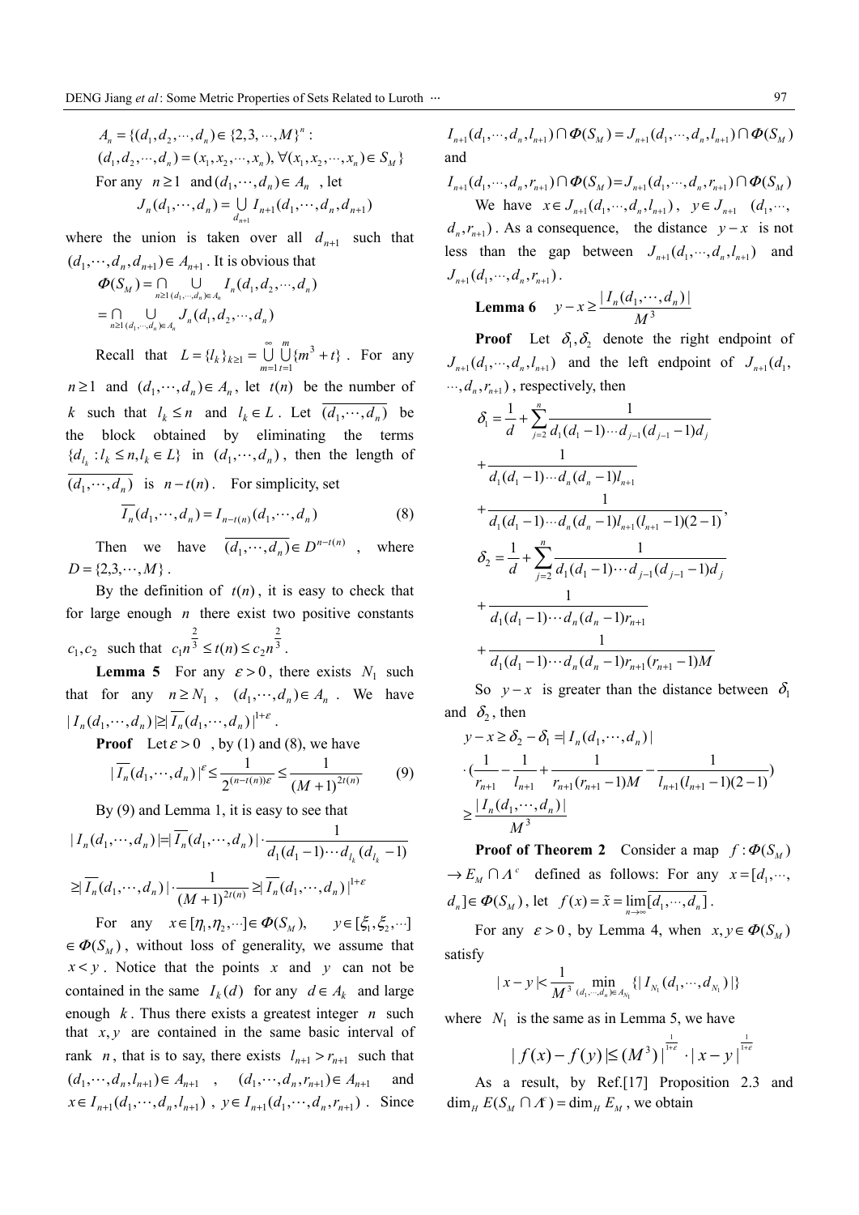$$A_n = \{(d_1, d_2, \cdots, d_n) \in \{2, 3, \cdots, M\}^n :$$
$$(d_1, d_2, \cdots, d_n) = (x_1, x_2, \cdots, x_n), \forall (x_1, x_2, \cdots, x_n) \in S_M\}$$

For any $n \geq 1$ and $(d_1, \cdots, d_n) \in A_n$, let

$$J_n(d_1, \cdots, d_n) = \bigcup_{d_{n+1}} I_{n+1}(d_1, \cdots, d_n, d_{n+1})$$

where the union is taken over all $d_{n+1}$ such that $(d_1, \cdots, d_n, d_{n+1}) \in A_{n+1}$. It is obvious that

$$\Phi(S_M) = \bigcap_{n \geq 1} \bigcup_{(d_1, \cdots, d_n) \in A_n} I_n(d_1, d_2, \cdots, d_n)$$
$$= \bigcap_{n \geq 1} \bigcup_{(d_1, \cdots, d_n) \in A_n} J_n(d_1, d_2, \cdots, d_n)$$

Recall that $L = \{l_k\}_{k \geq 1} = \bigcup_{m=1}^{\infty} \bigcup_{t=1}^{m} \{m^3 + t\}$. For any $n \geq 1$ and $(d_1, \cdots, d_n) \in A_n$, let $t(n)$ be the number of $k$ such that $l_k \leq n$ and $l_k \in L$. Let $\overline{(d_1, \cdots, d_n)}$ be the block obtained by eliminating the terms $\{d_{l_k} : l_k \leq n, l_k \in L\}$ in $(d_1, \cdots, d_n)$, then the length of $\overline{(d_1, \cdots, d_n)}$ is $n - t(n)$. For simplicity, set

$$\overline{I_n}(d_1, \cdots, d_n) = I_{n-t(n)}\overline{(d_1, \cdots, d_n)} \tag{8}$$

Then we have $\overline{(d_1, \cdots, d_n)} \in D^{n-t(n)}$, where $D = \{2, 3, \cdots, M\}$.

By the definition of $t(n)$, it is easy to check that for large enough $n$ there exist two positive constants $c_1, c_2$ such that $c_1 n^{\frac{2}{3}} \leq t(n) \leq c_2 n^{\frac{2}{3}}$.

**Lemma 5** For any $\varepsilon > 0$, there exists $N_1$ such that for any $n \geq N_1$, $(d_1, \cdots, d_n) \in A_n$. We have $|I_n(d_1, \cdots, d_n)| \geq |\overline{I_n}(d_1, \cdots, d_n)|^{1+\varepsilon}$.

**Proof** Let $\varepsilon > 0$, by (1) and (8), we have

$$|\overline{I_n}(d_1, \cdots, d_n)|^{\varepsilon} \leq \frac{1}{2^{(n-t(n))\varepsilon}} \leq \frac{1}{(M+1)^{2t(n)}} \tag{9}$$

By (9) and Lemma 1, it is easy to see that

$$|I_n(d_1, \cdots, d_n)| = |\overline{I_n}(d_1, \cdots, d_n)| \cdot \frac{1}{d_1(d_1-1)\cdots d_{l_k}(d_{l_k}-1)}$$
$$\geq |\overline{I_n}(d_1, \cdots, d_n)| \cdot \frac{1}{(M+1)^{2t(n)}} \geq |\overline{I_n}(d_1, \cdots, d_n)|^{1+\varepsilon}$$

For any $x \in [\eta_1, \eta_2, \cdots] \in \Phi(S_M)$, $y \in [\xi_1, \xi_2, \cdots] \in \Phi(S_M)$, without loss of generality, we assume that $x < y$. Notice that the points $x$ and $y$ can not be contained in the same $I_k(d)$ for any $d \in A_k$ and large enough $k$. Thus there exists a greatest integer $n$ such that $x, y$ are contained in the same basic interval of rank $n$, that is to say, there exists $l_{n+1} > r_{n+1}$ such that $(d_1, \cdots, d_n, l_{n+1}) \in A_{n+1}$, $(d_1, \cdots, d_n, r_{n+1}) \in A_{n+1}$ and $x \in I_{n+1}(d_1, \cdots, d_n, l_{n+1})$, $y \in I_{n+1}(d_1, \cdots, d_n, r_{n+1})$. Since

$$I_{n+1}(d_1, \cdots, d_n, l_{n+1}) \cap \Phi(S_M) = J_{n+1}(d_1, \cdots, d_n, l_{n+1}) \cap \Phi(S_M)$$

and

$$I_{n+1}(d_1, \cdots, d_n, r_{n+1}) \cap \Phi(S_M) = J_{n+1}(d_1, \cdots, d_n, r_{n+1}) \cap \Phi(S_M)$$

We have $x \in J_{n+1}(d_1, \cdots, d_n, l_{n+1})$, $y \in J_{n+1}(d_1, \cdots, d_n, r_{n+1})$. As a consequence, the distance $y - x$ is not less than the gap between $J_{n+1}(d_1, \cdots, d_n, l_{n+1})$ and $J_{n+1}(d_1, \cdots, d_n, r_{n+1})$.

**Lemma 6** $y - x \geq \dfrac{|I_n(d_1, \cdots, d_n)|}{M^3}$

**Proof** Let $\delta_1, \delta_2$ denote the right endpoint of $J_{n+1}(d_1, \cdots, d_n, l_{n+1})$ and the left endpoint of $J_{n+1}(d_1, \cdots, d_n, r_{n+1})$, respectively, then

$$\delta_1 = \frac{1}{d} + \sum_{j=2}^{n} \frac{1}{d_1(d_1-1)\cdots d_{j-1}(d_{j-1}-1)d_j}$$
$$+ \frac{1}{d_1(d_1-1)\cdots d_n(d_n-1)l_{n+1}}$$
$$+ \frac{1}{d_1(d_1-1)\cdots d_n(d_n-1)l_{n+1}(l_{n+1}-1)(2-1)},$$

$$\delta_2 = \frac{1}{d} + \sum_{j=2}^{n} \frac{1}{d_1(d_1-1)\cdots d_{j-1}(d_{j-1}-1)d_j}$$
$$+ \frac{1}{d_1(d_1-1)\cdots d_n(d_n-1)r_{n+1}}$$
$$+ \frac{1}{d_1(d_1-1)\cdots d_n(d_n-1)r_{n+1}(r_{n+1}-1)M}$$

So $y - x$ is greater than the distance between $\delta_1$ and $\delta_2$, then

$$y - x \geq \delta_2 - \delta_1 = |I_n(d_1, \cdots, d_n)|$$
$$\cdot \left(\frac{1}{r_{n+1}} - \frac{1}{l_{n+1}} + \frac{1}{r_{n+1}(r_{n+1}-1)M} - \frac{1}{l_{n+1}(l_{n+1}-1)(2-1)}\right)$$
$$\geq \frac{|I_n(d_1, \cdots, d_n)|}{M^3}$$

**Proof of Theorem 2** Consider a map $f: \Phi(S_M) \to E_M \cap \Lambda^c$ defined as follows: For any $x = [d_1, \cdots, d_n] \in \Phi(S_M)$, let $f(x) = \tilde{x} = \lim_{n \to \infty} \overline{[d_1, \cdots, d_n]}$.

For any $\varepsilon > 0$, by Lemma 4, when $x, y \in \Phi(S_M)$ satisfy

$$|x - y| < \frac{1}{M^3} \min_{(d_1, \cdots, d_n) \in A_{N_1}} \{|I_{N_1}(d_1, \cdots, d_{N_1})|\}$$

where $N_1$ is the same as in Lemma 5, we have

$$|f(x) - f(y)| \leq (M^3)^{\frac{1}{1+\varepsilon}} \cdot |x - y|^{\frac{1}{1+\varepsilon}}$$

As a result, by Ref.[17] Proposition 2.3 and $\dim_H E(S_M \cap \Lambda^c) = \dim_H E_M$, we obtain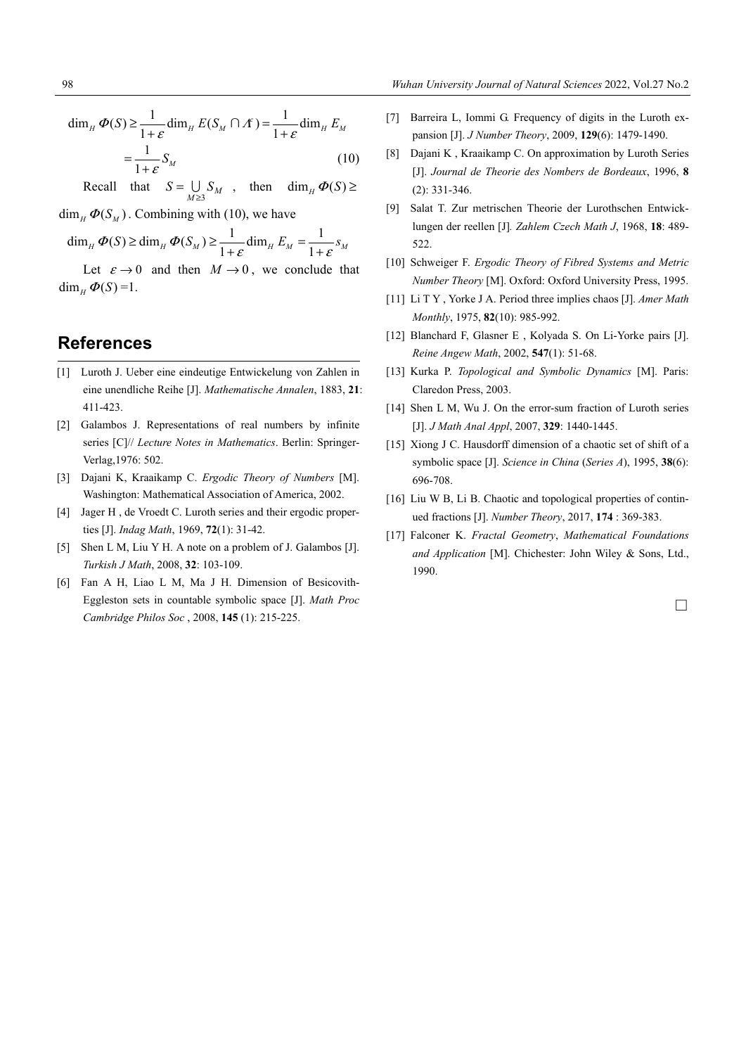$$\dim_H \Phi(S) \geq \frac{1}{1+\varepsilon} \dim_H E(S_M \cap A^c) = \frac{1}{1+\varepsilon} \dim_H E_M$$

$$= \frac{1}{1+\varepsilon} S_M \tag{10}$$

Recall that $S = \bigcup_{M \geq 3} S_M$, then $\dim_H \Phi(S) \geq \dim_H \Phi(S_M)$. Combining with (10), we have

$$\dim_H \Phi(S) \geq \dim_H \Phi(S_M) \geq \frac{1}{1+\varepsilon} \dim_H E_M = \frac{1}{1+\varepsilon} s_M$$

Let $\varepsilon \to 0$ and then $M \to 0$, we conclude that $\dim_H \Phi(S) = 1$.

## References

[1] Luroth J. Ueber eine eindeutige Entwickelung von Zahlen in eine unendliche Reihe [J]. *Mathematische Annalen*, 1883, **21**: 411-423.

[2] Galambos J. Representations of real numbers by infinite series [C]// *Lecture Notes in Mathematics*. Berlin: Springer-Verlag,1976: 502.

[3] Dajani K, Kraaikamp C. *Ergodic Theory of Numbers* [M]. Washington: Mathematical Association of America, 2002.

[4] Jager H , de Vroedt C. Luroth series and their ergodic properties [J]. *Indag Math*, 1969, **72**(1): 31-42.

[5] Shen L M, Liu Y H. A note on a problem of J. Galambos [J]. *Turkish J Math*, 2008, **32**: 103-109.

[6] Fan A H, Liao L M, Ma J H. Dimension of Besicovith-Eggleston sets in countable symbolic space [J]. *Math Proc Cambridge Philos Soc* , 2008, **145** (1): 215-225.

[7] Barreira L, Iommi G. Frequency of digits in the Luroth expansion [J]. *J Number Theory*, 2009, **129**(6): 1479-1490.

[8] Dajani K , Kraaikamp C. On approximation by Luroth Series [J]. *Journal de Theorie des Nombers de Bordeaux*, 1996, **8** (2): 331-346.

[9] Salat T. Zur metrischen Theorie der Lurothschen Entwicklungen der reellen [J]. *Zahlem Czech Math J*, 1968, **18**: 489-522.

[10] Schweiger F. *Ergodic Theory of Fibred Systems and Metric Number Theory* [M]. Oxford: Oxford University Press, 1995.

[11] Li T Y , Yorke J A. Period three implies chaos [J]. *Amer Math Monthly*, 1975, **82**(10): 985-992.

[12] Blanchard F, Glasner E , Kolyada S. On Li-Yorke pairs [J]. *Reine Angew Math*, 2002, **547**(1): 51-68.

[13] Kurka P. *Topological and Symbolic Dynamics* [M]. Paris: Claredon Press, 2003.

[14] Shen L M, Wu J. On the error-sum fraction of Luroth series [J]. *J Math Anal Appl*, 2007, **329**: 1440-1445.

[15] Xiong J C. Hausdorff dimension of a chaotic set of shift of a symbolic space [J]. *Science in China* (*Series A*), 1995, **38**(6): 696-708.

[16] Liu W B, Li B. Chaotic and topological properties of continued fractions [J]. *Number Theory*, 2017, **174** : 369-383.

[17] Falconer K. *Fractal Geometry*, *Mathematical Foundations and Application* [M]. Chichester: John Wiley & Sons, Ltd., 1990.

□